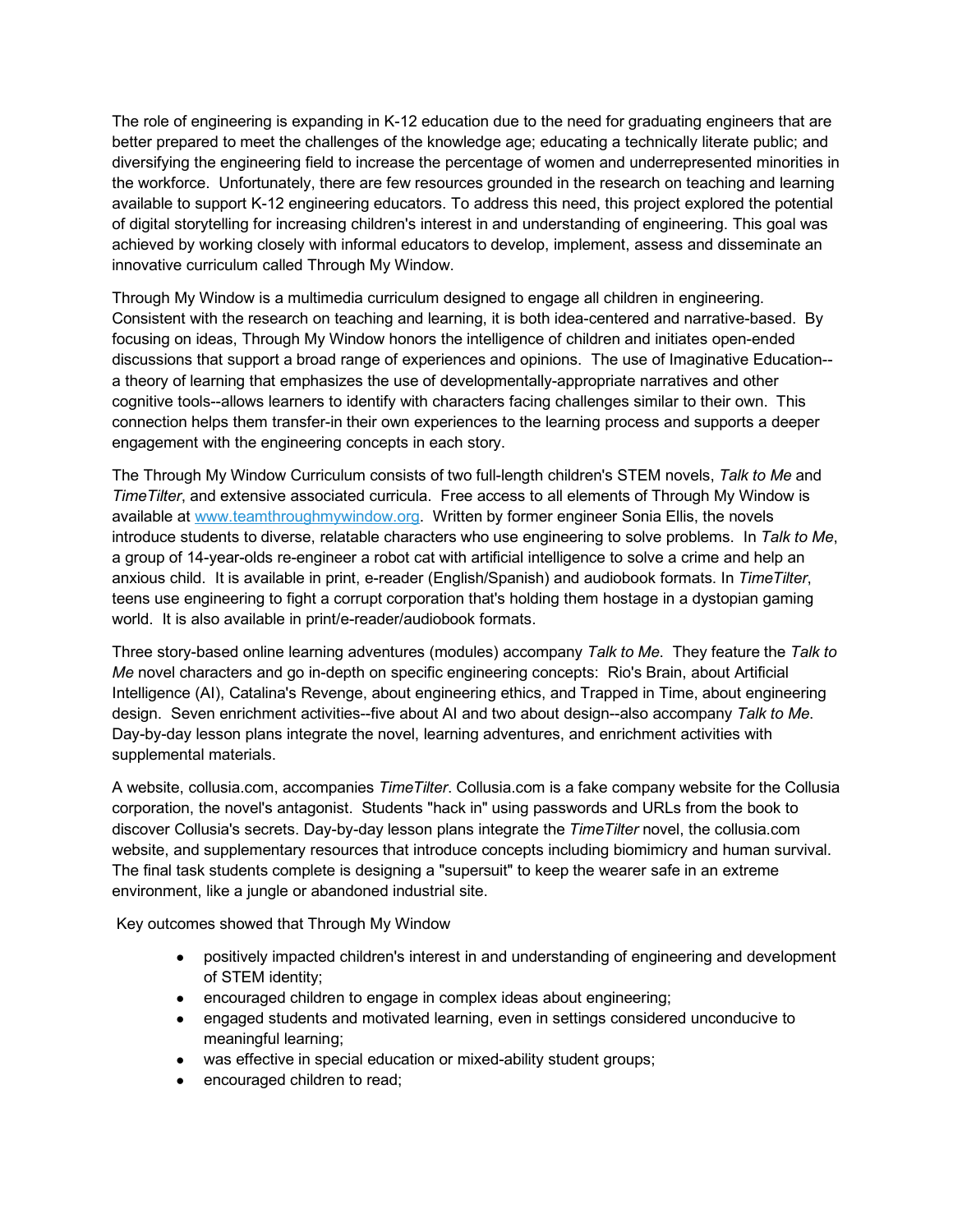The role of engineering is expanding in K-12 education due to the need for graduating engineers that are better prepared to meet the challenges of the knowledge age; educating a technically literate public; and diversifying the engineering field to increase the percentage of women and underrepresented minorities in the workforce. Unfortunately, there are few resources grounded in the research on teaching and learning available to support K-12 engineering educators. To address this need, this project explored the potential of digital storytelling for increasing children's interest in and understanding of engineering. This goal was achieved by working closely with informal educators to develop, implement, assess and disseminate an innovative curriculum called Through My Window.

Through My Window is a multimedia curriculum designed to engage all children in engineering. Consistent with the research on teaching and learning, it is both idea-centered and narrative-based. By focusing on ideas, Through My Window honors the intelligence of children and initiates open-ended discussions that support a broad range of experiences and opinions. The use of Imaginative Education--a theory of learning that emphasizes the use of developmentally-appropriate narratives and other cognitive tools--allows learners to identify with characters facing challenges similar to their own. This connection helps them transfer-in their own experiences to the learning process and supports a deeper engagement with the engineering concepts in each story.

The Through My Window Curriculum consists of two full-length children's STEM novels, *Talk to Me* and *TimeTilter*, and extensive associated curricula. Free access to all elements of Through My Window is available at [www.teamthroughmywindow.org](http://www.teamthroughmywindow.org). Written by former engineer Sonia Ellis, the novels introduce students to diverse, relatable characters who use engineering to solve problems. In *Talk to Me*, a group of 14-year-olds re-engineer a robot cat with artificial intelligence to solve a crime and help an anxious child. It is available in print, e-reader (English/Spanish) and audiobook formats. In *TimeTilter*, teens use engineering to fight a corrupt corporation that's holding them hostage in a dystopian gaming world. It is also available in print/e-reader/audiobook formats.

Three story-based online learning adventures (modules) accompany *Talk to Me*. They feature the *Talk to Me* novel characters and go in-depth on specific engineering concepts: Rio's Brain, about Artificial Intelligence (AI), Catalina's Revenge, about engineering ethics, and Trapped in Time, about engineering design. Seven enrichment activities--five about AI and two about design--also accompany *Talk to Me*. Day-by-day lesson plans integrate the novel, learning adventures, and enrichment activities with supplemental materials.

A website, collusia.com, accompanies *TimeTilter*. Collusia.com is a fake company website for the Collusia corporation, the novel's antagonist. Students "hack in" using passwords and URLs from the book to discover Collusia's secrets. Day-by-day lesson plans integrate the *TimeTilter* novel, the collusia.com website, and supplementary resources that introduce concepts including biomimicry and human survival. The final task students complete is designing a "supersuit" to keep the wearer safe in an extreme environment, like a jungle or abandoned industrial site.

Key outcomes showed that Through My Window

- positively impacted children's interest in and understanding of engineering and development of STEM identity;
- encouraged children to engage in complex ideas about engineering;
- engaged students and motivated learning, even in settings considered unconducive to meaningful learning;
- was effective in special education or mixed-ability student groups;
- encouraged children to read;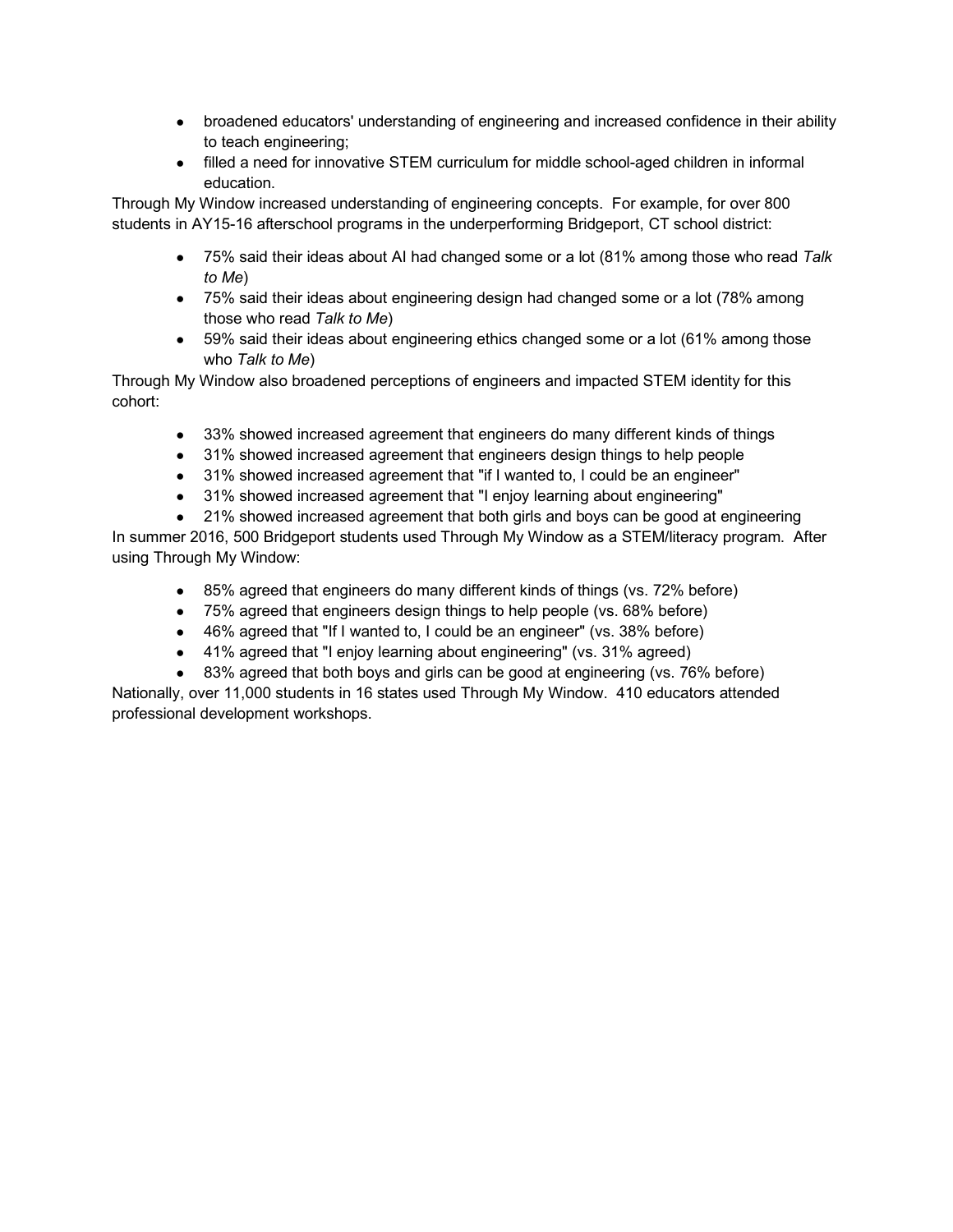- broadened educators' understanding of engineering and increased confidence in their ability to teach engineering;
- filled a need for innovative STEM curriculum for middle school-aged children in informal education.

Through My Window increased understanding of engineering concepts. For example, for over 800 students in AY15-16 afterschool programs in the underperforming Bridgeport, CT school district:

- 75% said their ideas about AI had changed some or a lot (81% among those who read *Talk to Me*)
- 75% said their ideas about engineering design had changed some or a lot (78% among those who read *Talk to Me*)
- 59% said their ideas about engineering ethics changed some or a lot (61% among those who *Talk to Me*)

Through My Window also broadened perceptions of engineers and impacted STEM identity for this cohort:

- 33% showed increased agreement that engineers do many different kinds of things
- 31% showed increased agreement that engineers design things to help people
- 31% showed increased agreement that "if I wanted to, I could be an engineer"
- 31% showed increased agreement that "I enjoy learning about engineering"
- 21% showed increased agreement that both girls and boys can be good at engineering

In summer 2016, 500 Bridgeport students used Through My Window as a STEM/literacy program. After using Through My Window:

- 85% agreed that engineers do many different kinds of things (vs. 72% before)
- 75% agreed that engineers design things to help people (vs. 68% before)
- 46% agreed that "If I wanted to, I could be an engineer" (vs. 38% before)
- 41% agreed that "I enjoy learning about engineering" (vs. 31% agreed)
- 83% agreed that both boys and girls can be good at engineering (vs. 76% before)

Nationally, over 11,000 students in 16 states used Through My Window. 410 educators attended professional development workshops.